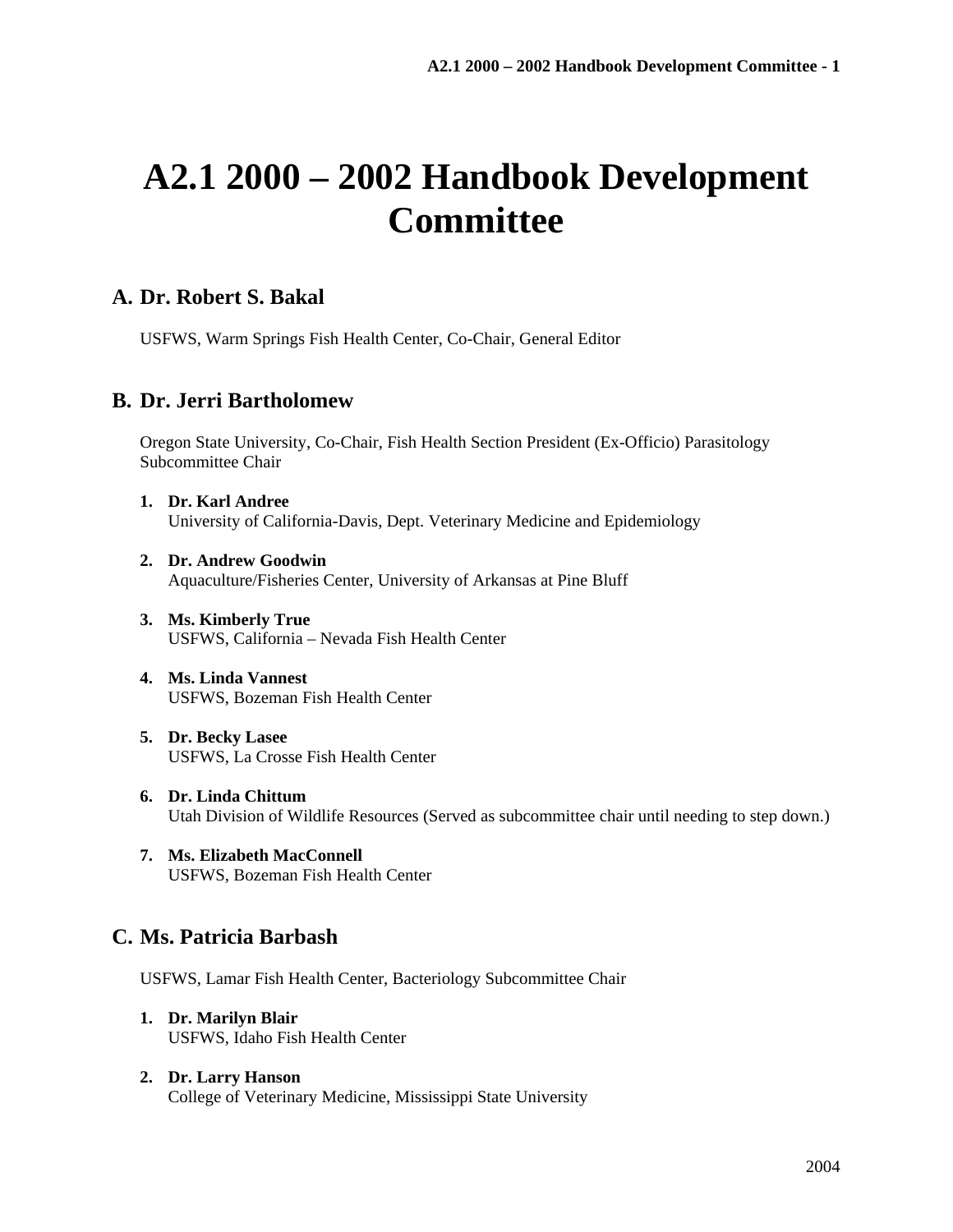# A2.1 2000 – 2002 Handbook Development Committee

## A. Dr. Robert S. Bakal

USFWS, Warm Springs Fish Health Center, Co-Chair, General Editor

## B. Dr. Jerri Bartholomew

Oregon State University, Co-Chair, Fish Health Section President (Ex-Officio) Parasitology Subcommittee Chair

1. **Dr. Karl Andree**
   University of California-Davis, Dept. Veterinary Medicine and Epidemiology

2. **Dr. Andrew Goodwin**
   Aquaculture/Fisheries Center, University of Arkansas at Pine Bluff

3. **Ms. Kimberly True**
   USFWS, California – Nevada Fish Health Center

4. **Ms. Linda Vannest**
   USFWS, Bozeman Fish Health Center

5. **Dr. Becky Lasee**
   USFWS, La Crosse Fish Health Center

6. **Dr. Linda Chittum**
   Utah Division of Wildlife Resources (Served as subcommittee chair until needing to step down.)

7. **Ms. Elizabeth MacConnell**
   USFWS, Bozeman Fish Health Center

## C. Ms. Patricia Barbash

USFWS, Lamar Fish Health Center, Bacteriology Subcommittee Chair

1. **Dr. Marilyn Blair**
   USFWS, Idaho Fish Health Center

2. **Dr. Larry Hanson**
   College of Veterinary Medicine, Mississippi State University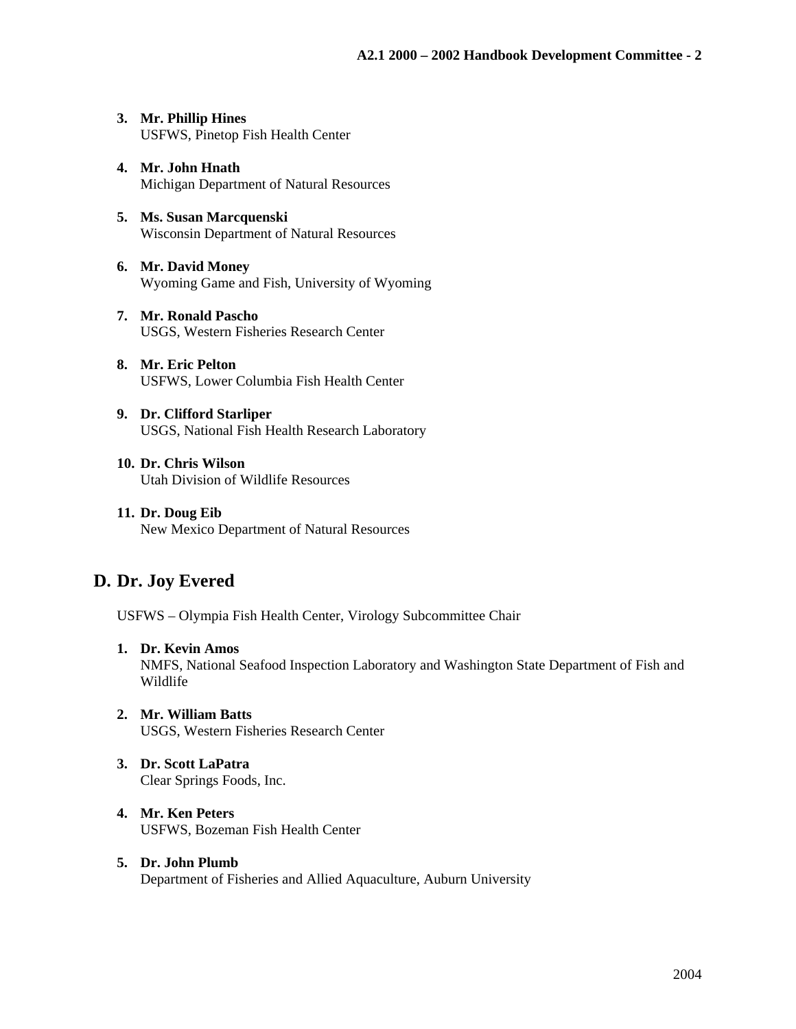3. **Mr. Phillip Hines**
   USFWS, Pinetop Fish Health Center

4. **Mr. John Hnath**
   Michigan Department of Natural Resources

5. **Ms. Susan Marcquenski**
   Wisconsin Department of Natural Resources

6. **Mr. David Money**
   Wyoming Game and Fish, University of Wyoming

7. **Mr. Ronald Pascho**
   USGS, Western Fisheries Research Center

8. **Mr. Eric Pelton**
   USFWS, Lower Columbia Fish Health Center

9. **Dr. Clifford Starliper**
   USGS, National Fish Health Research Laboratory

10. **Dr. Chris Wilson**
    Utah Division of Wildlife Resources

11. **Dr. Doug Eib**
    New Mexico Department of Natural Resources

## D. Dr. Joy Evered

USFWS – Olympia Fish Health Center, Virology Subcommittee Chair

1. **Dr. Kevin Amos**
   NMFS, National Seafood Inspection Laboratory and Washington State Department of Fish and Wildlife

2. **Mr. William Batts**
   USGS, Western Fisheries Research Center

3. **Dr. Scott LaPatra**
   Clear Springs Foods, Inc.

4. **Mr. Ken Peters**
   USFWS, Bozeman Fish Health Center

5. **Dr. John Plumb**
   Department of Fisheries and Allied Aquaculture, Auburn University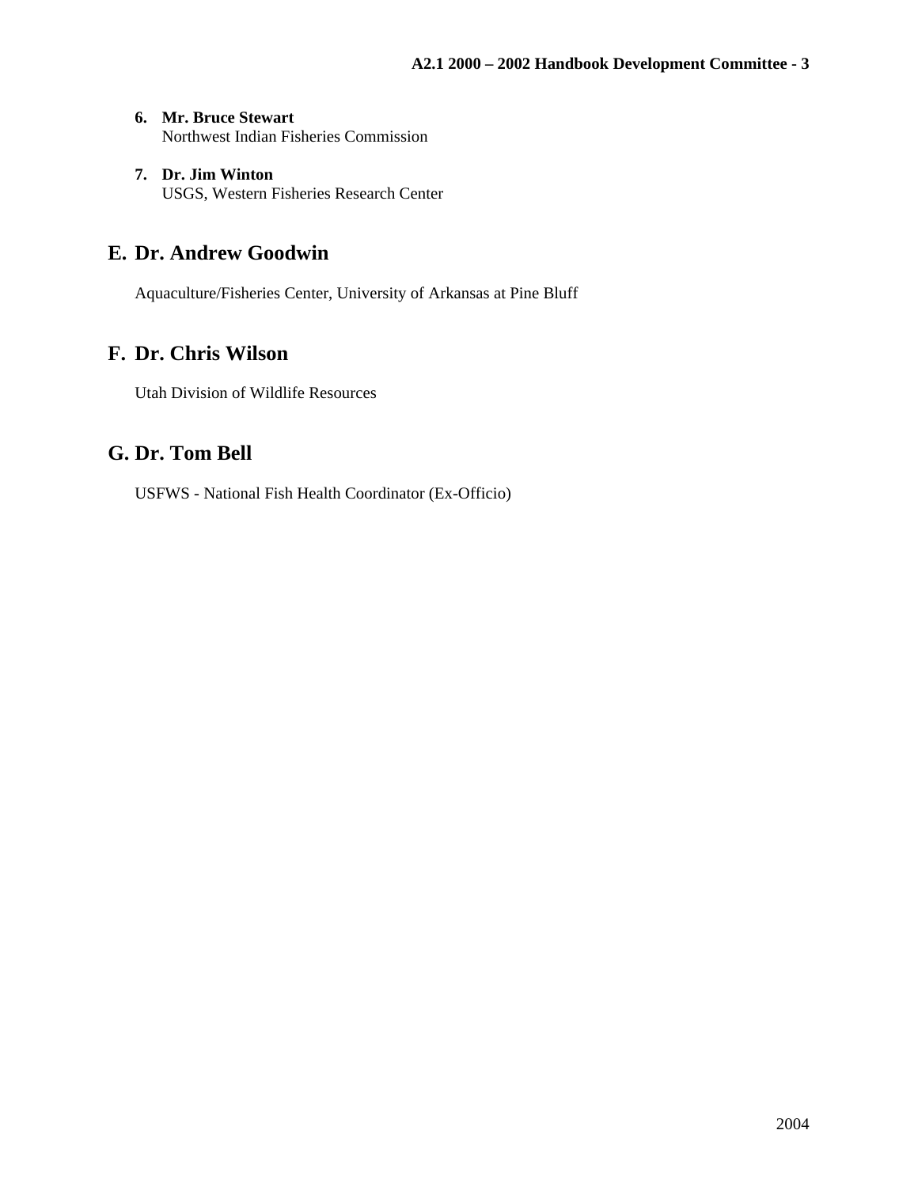6. **Mr. Bruce Stewart**
   Northwest Indian Fisheries Commission

7. **Dr. Jim Winton**
   USGS, Western Fisheries Research Center

## E. Dr. Andrew Goodwin

Aquaculture/Fisheries Center, University of Arkansas at Pine Bluff

## F. Dr. Chris Wilson

Utah Division of Wildlife Resources

## G. Dr. Tom Bell

USFWS - National Fish Health Coordinator (Ex-Officio)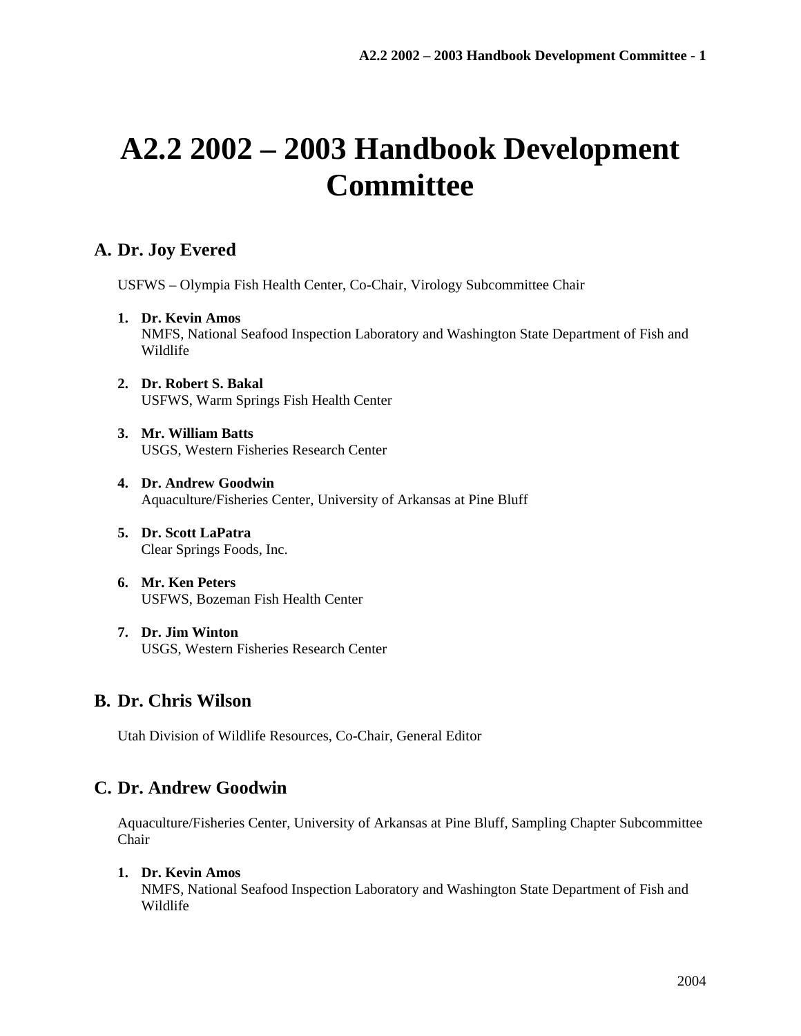# A2.2 2002 – 2003 Handbook Development Committee

## A. Dr. Joy Evered

USFWS – Olympia Fish Health Center, Co-Chair, Virology Subcommittee Chair

1. **Dr. Kevin Amos**
   NMFS, National Seafood Inspection Laboratory and Washington State Department of Fish and Wildlife

2. **Dr. Robert S. Bakal**
   USFWS, Warm Springs Fish Health Center

3. **Mr. William Batts**
   USGS, Western Fisheries Research Center

4. **Dr. Andrew Goodwin**
   Aquaculture/Fisheries Center, University of Arkansas at Pine Bluff

5. **Dr. Scott LaPatra**
   Clear Springs Foods, Inc.

6. **Mr. Ken Peters**
   USFWS, Bozeman Fish Health Center

7. **Dr. Jim Winton**
   USGS, Western Fisheries Research Center

## B. Dr. Chris Wilson

Utah Division of Wildlife Resources, Co-Chair, General Editor

## C. Dr. Andrew Goodwin

Aquaculture/Fisheries Center, University of Arkansas at Pine Bluff, Sampling Chapter Subcommittee Chair

1. **Dr. Kevin Amos**
   NMFS, National Seafood Inspection Laboratory and Washington State Department of Fish and Wildlife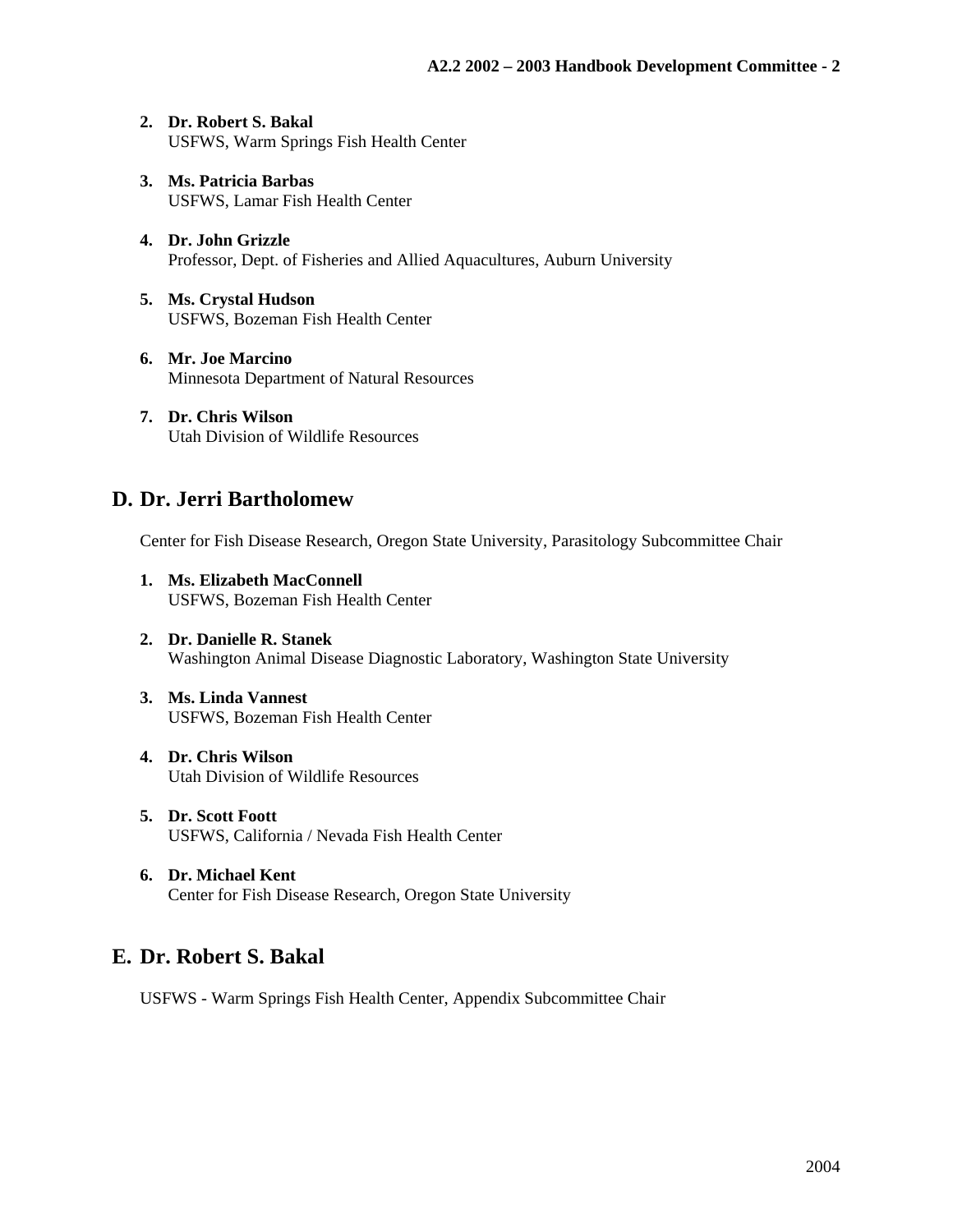2. **Dr. Robert S. Bakal**
   USFWS, Warm Springs Fish Health Center

3. **Ms. Patricia Barbas**
   USFWS, Lamar Fish Health Center

4. **Dr. John Grizzle**
   Professor, Dept. of Fisheries and Allied Aquacultures, Auburn University

5. **Ms. Crystal Hudson**
   USFWS, Bozeman Fish Health Center

6. **Mr. Joe Marcino**
   Minnesota Department of Natural Resources

7. **Dr. Chris Wilson**
   Utah Division of Wildlife Resources

## D. Dr. Jerri Bartholomew

Center for Fish Disease Research, Oregon State University, Parasitology Subcommittee Chair

1. **Ms. Elizabeth MacConnell**
   USFWS, Bozeman Fish Health Center

2. **Dr. Danielle R. Stanek**
   Washington Animal Disease Diagnostic Laboratory, Washington State University

3. **Ms. Linda Vannest**
   USFWS, Bozeman Fish Health Center

4. **Dr. Chris Wilson**
   Utah Division of Wildlife Resources

5. **Dr. Scott Foott**
   USFWS, California / Nevada Fish Health Center

6. **Dr. Michael Kent**
   Center for Fish Disease Research, Oregon State University

## E. Dr. Robert S. Bakal

USFWS - Warm Springs Fish Health Center, Appendix Subcommittee Chair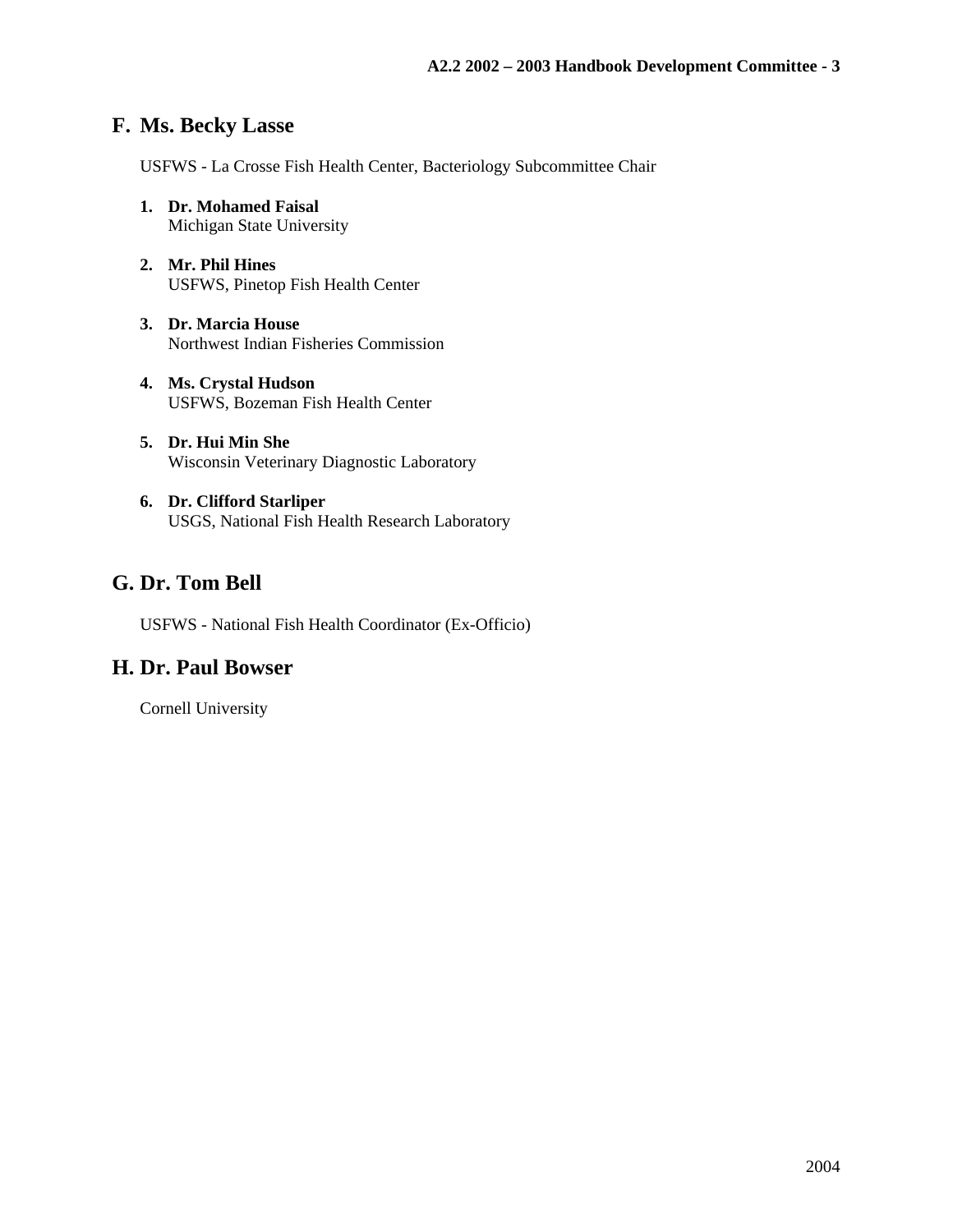## F. Ms. Becky Lasse

USFWS - La Crosse Fish Health Center, Bacteriology Subcommittee Chair

1. **Dr. Mohamed Faisal**
   Michigan State University

2. **Mr. Phil Hines**
   USFWS, Pinetop Fish Health Center

3. **Dr. Marcia House**
   Northwest Indian Fisheries Commission

4. **Ms. Crystal Hudson**
   USFWS, Bozeman Fish Health Center

5. **Dr. Hui Min She**
   Wisconsin Veterinary Diagnostic Laboratory

6. **Dr. Clifford Starliper**
   USGS, National Fish Health Research Laboratory

## G. Dr. Tom Bell

USFWS - National Fish Health Coordinator (Ex-Officio)

## H. Dr. Paul Bowser

Cornell University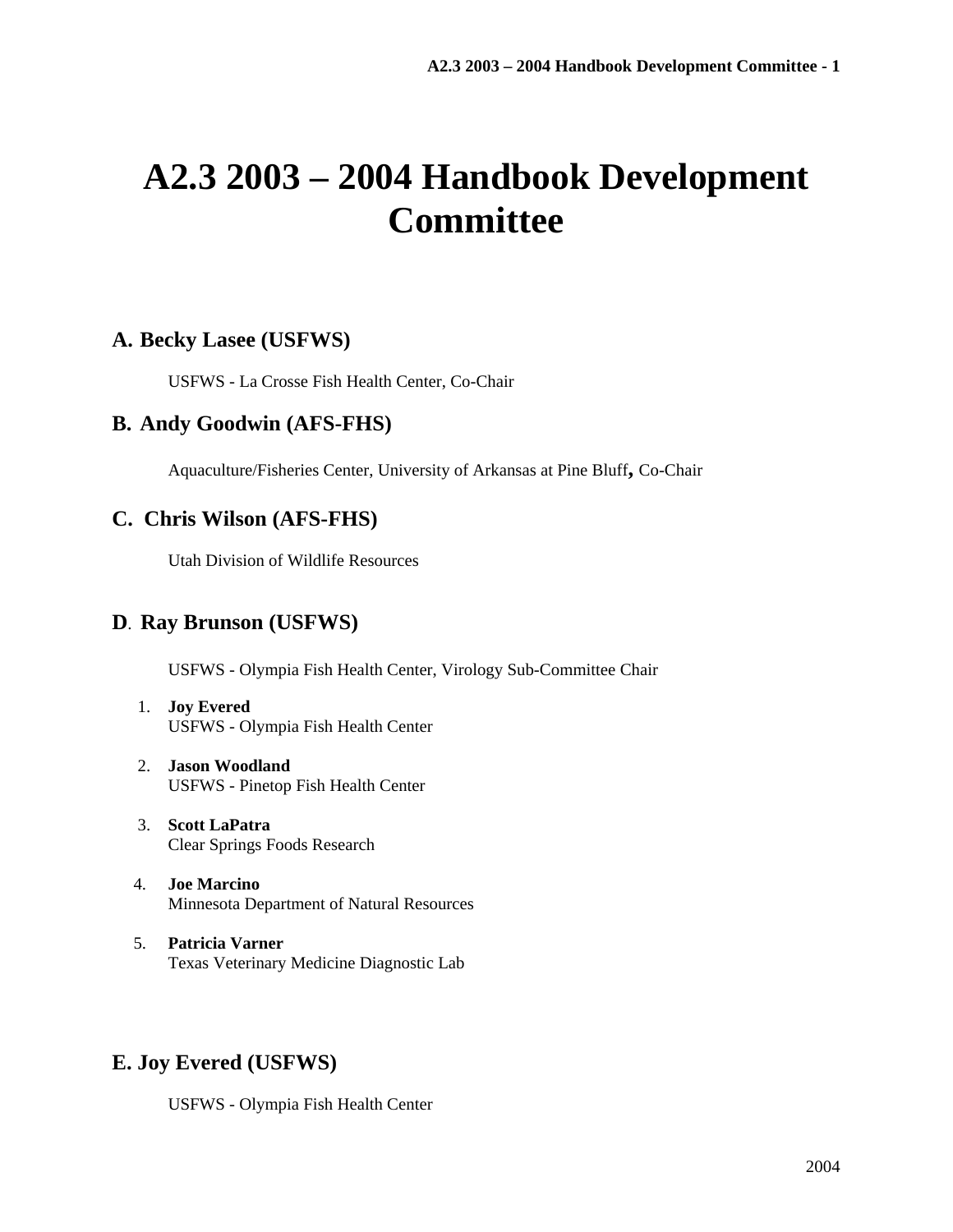# A2.3 2003 – 2004 Handbook Development Committee

## A. Becky Lasee (USFWS)

USFWS - La Crosse Fish Health Center, Co-Chair

## B. Andy Goodwin (AFS-FHS)

Aquaculture/Fisheries Center, University of Arkansas at Pine Bluff, Co-Chair

## C. Chris Wilson (AFS-FHS)

Utah Division of Wildlife Resources

## D. Ray Brunson (USFWS)

USFWS - Olympia Fish Health Center, Virology Sub-Committee Chair

1. **Joy Evered**
   USFWS - Olympia Fish Health Center

2. **Jason Woodland**
   USFWS - Pinetop Fish Health Center

3. **Scott LaPatra**
   Clear Springs Foods Research

4. **Joe Marcino**
   Minnesota Department of Natural Resources

5. **Patricia Varner**
   Texas Veterinary Medicine Diagnostic Lab

## E. Joy Evered (USFWS)

USFWS - Olympia Fish Health Center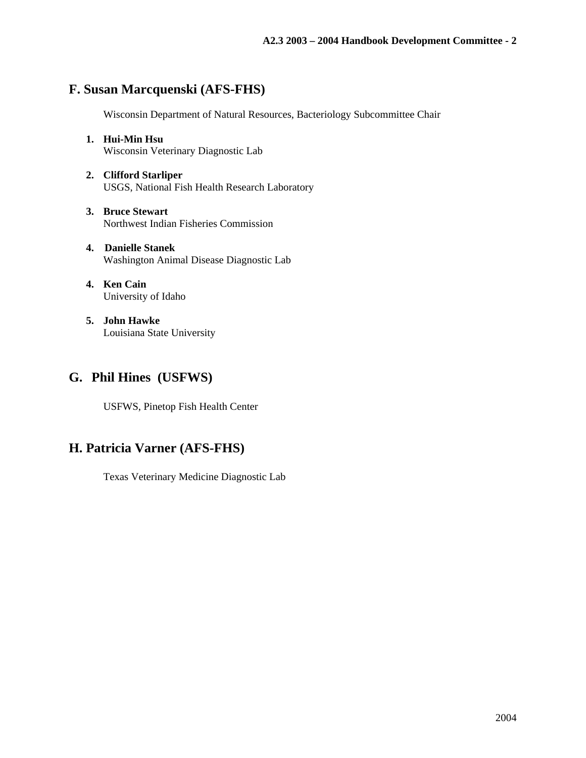## F. Susan Marcquenski (AFS-FHS)

Wisconsin Department of Natural Resources, Bacteriology Subcommittee Chair

1. **Hui-Min Hsu**
   Wisconsin Veterinary Diagnostic Lab

2. **Clifford Starliper**
   USGS, National Fish Health Research Laboratory

3. **Bruce Stewart**
   Northwest Indian Fisheries Commission

4. **Danielle Stanek**
   Washington Animal Disease Diagnostic Lab

4. **Ken Cain**
   University of Idaho

5. **John Hawke**
   Louisiana State University

## G. Phil Hines (USFWS)

USFWS, Pinetop Fish Health Center

## H. Patricia Varner (AFS-FHS)

Texas Veterinary Medicine Diagnostic Lab